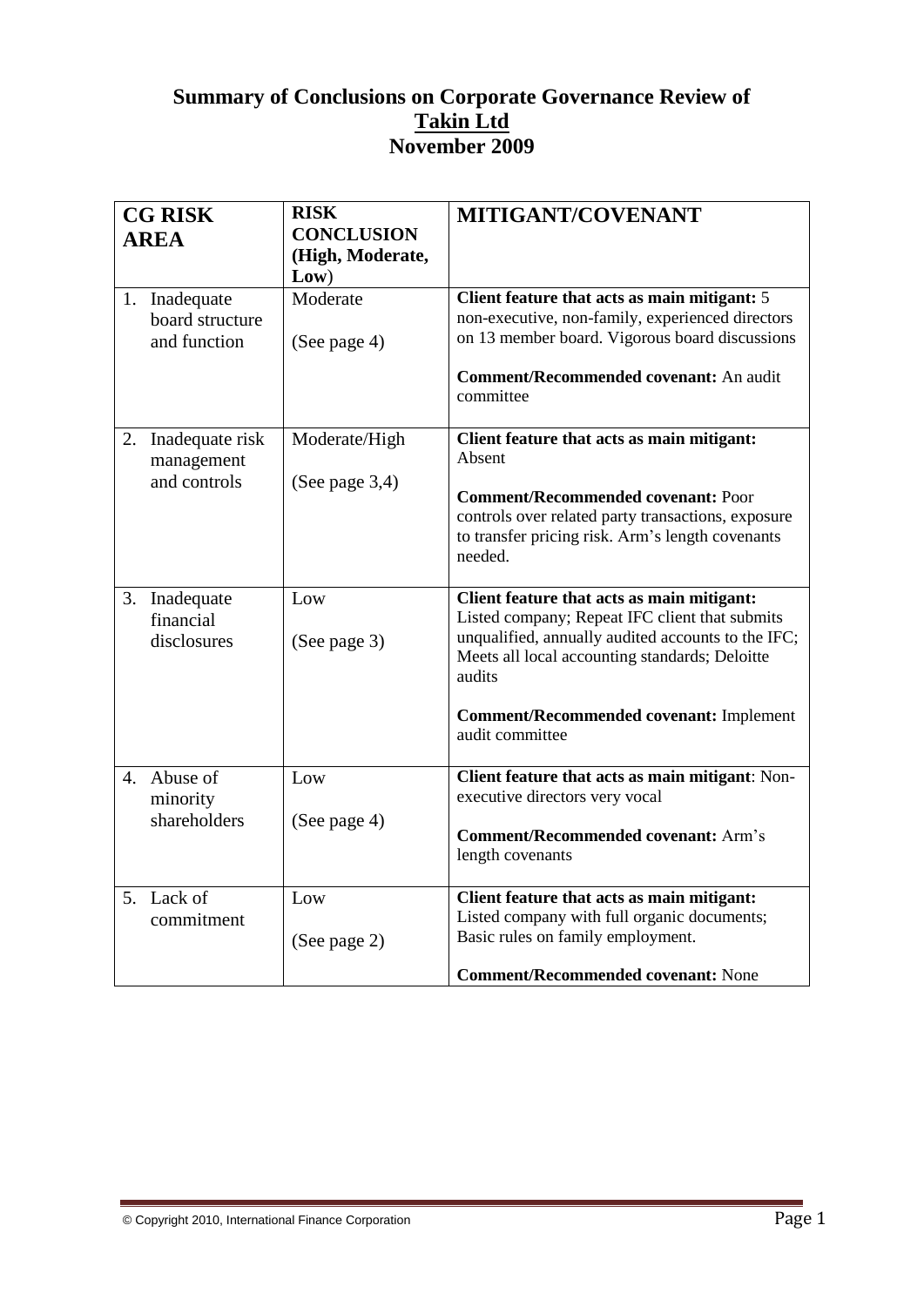# Summary of Conclusions on Corporate Governance Review of Takin Ltd November 2009

| CG RISK AREA | RISK CONCLUSION (High, Moderate, Low) | MITIGANT/COVENANT |
|---|---|---|
| 1. Inadequate board structure and function | Moderate<br><br>(See page 4) | **Client feature that acts as main mitigant:** 5 non-executive, non-family, experienced directors on 13 member board. Vigorous board discussions<br><br>**Comment/Recommended covenant:** An audit committee |
| 2. Inadequate risk management and controls | Moderate/High<br><br>(See page 3,4) | **Client feature that acts as main mitigant:** Absent<br><br>**Comment/Recommended covenant:** Poor controls over related party transactions, exposure to transfer pricing risk. Arm's length covenants needed. |
| 3. Inadequate financial disclosures | Low<br><br>(See page 3) | **Client feature that acts as main mitigant:** Listed company; Repeat IFC client that submits unqualified, annually audited accounts to the IFC; Meets all local accounting standards; Deloitte audits<br><br>**Comment/Recommended covenant:** Implement audit committee |
| 4. Abuse of minority shareholders | Low<br><br>(See page 4) | **Client feature that acts as main mitigant**: Non-executive directors very vocal<br><br>**Comment/Recommended covenant:** Arm's length covenants |
| 5. Lack of commitment | Low<br><br>(See page 2) | **Client feature that acts as main mitigant:** Listed company with full organic documents; Basic rules on family employment.<br><br>**Comment/Recommended covenant:** None |

© Copyright 2010, International Finance Corporation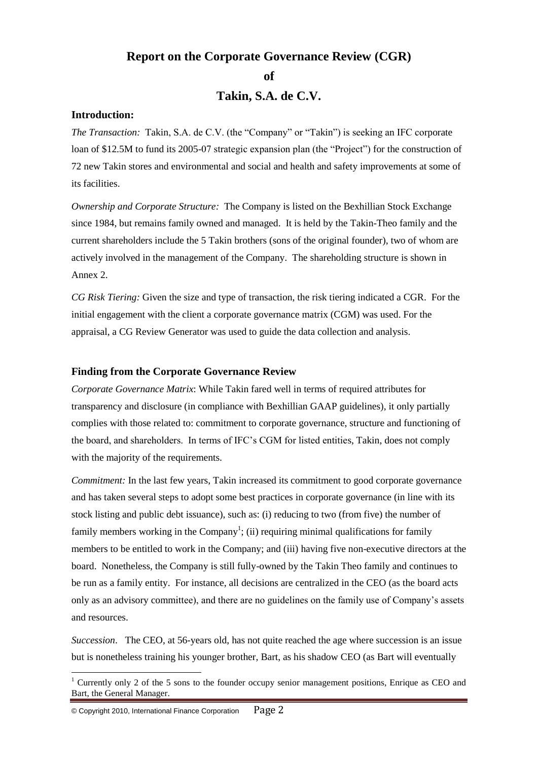# Report on the Corporate Governance Review (CGR)

# of

# Takin, S.A. de C.V.

### Introduction:

*The Transaction:* Takin, S.A. de C.V. (the "Company" or "Takin") is seeking an IFC corporate loan of $12.5M to fund its 2005-07 strategic expansion plan (the "Project") for the construction of 72 new Takin stores and environmental and social and health and safety improvements at some of its facilities.

*Ownership and Corporate Structure:* The Company is listed on the Bexhillian Stock Exchange since 1984, but remains family owned and managed. It is held by the Takin-Theo family and the current shareholders include the 5 Takin brothers (sons of the original founder), two of whom are actively involved in the management of the Company. The shareholding structure is shown in Annex 2.

*CG Risk Tiering:* Given the size and type of transaction, the risk tiering indicated a CGR. For the initial engagement with the client a corporate governance matrix (CGM) was used. For the appraisal, a CG Review Generator was used to guide the data collection and analysis.

### Finding from the Corporate Governance Review

*Corporate Governance Matrix*: While Takin fared well in terms of required attributes for transparency and disclosure (in compliance with Bexhillian GAAP guidelines), it only partially complies with those related to: commitment to corporate governance, structure and functioning of the board, and shareholders. In terms of IFC's CGM for listed entities, Takin, does not comply with the majority of the requirements.

*Commitment:* In the last few years, Takin increased its commitment to good corporate governance and has taken several steps to adopt some best practices in corporate governance (in line with its stock listing and public debt issuance), such as: (i) reducing to two (from five) the number of family members working in the Company[1]; (ii) requiring minimal qualifications for family members to be entitled to work in the Company; and (iii) having five non-executive directors at the board. Nonetheless, the Company is still fully-owned by the Takin Theo family and continues to be run as a family entity. For instance, all decisions are centralized in the CEO (as the board acts only as an advisory committee), and there are no guidelines on the family use of Company's assets and resources.

*Succession*. The CEO, at 56-years old, has not quite reached the age where succession is an issue but is nonetheless training his younger brother, Bart, as his shadow CEO (as Bart will eventually

[1] Currently only 2 of the 5 sons to the founder occupy senior management positions, Enrique as CEO and Bart, the General Manager.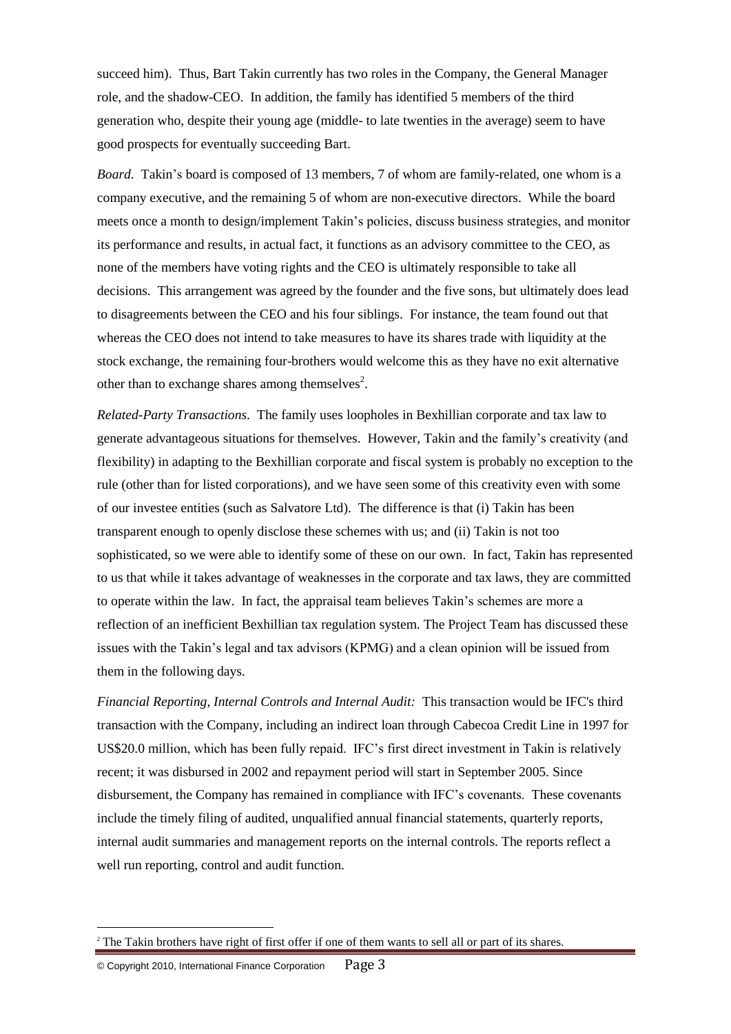succeed him). Thus, Bart Takin currently has two roles in the Company, the General Manager role, and the shadow-CEO. In addition, the family has identified 5 members of the third generation who, despite their young age (middle- to late twenties in the average) seem to have good prospects for eventually succeeding Bart.

*Board.* Takin's board is composed of 13 members, 7 of whom are family-related, one whom is a company executive, and the remaining 5 of whom are non-executive directors. While the board meets once a month to design/implement Takin's policies, discuss business strategies, and monitor its performance and results, in actual fact, it functions as an advisory committee to the CEO, as none of the members have voting rights and the CEO is ultimately responsible to take all decisions. This arrangement was agreed by the founder and the five sons, but ultimately does lead to disagreements between the CEO and his four siblings. For instance, the team found out that whereas the CEO does not intend to take measures to have its shares trade with liquidity at the stock exchange, the remaining four-brothers would welcome this as they have no exit alternative other than to exchange shares among themselves[2].

*Related-Party Transactions.* The family uses loopholes in Bexhillian corporate and tax law to generate advantageous situations for themselves. However, Takin and the family's creativity (and flexibility) in adapting to the Bexhillian corporate and fiscal system is probably no exception to the rule (other than for listed corporations), and we have seen some of this creativity even with some of our investee entities (such as Salvatore Ltd). The difference is that (i) Takin has been transparent enough to openly disclose these schemes with us; and (ii) Takin is not too sophisticated, so we were able to identify some of these on our own. In fact, Takin has represented to us that while it takes advantage of weaknesses in the corporate and tax laws, they are committed to operate within the law. In fact, the appraisal team believes Takin's schemes are more a reflection of an inefficient Bexhillian tax regulation system. The Project Team has discussed these issues with the Takin's legal and tax advisors (KPMG) and a clean opinion will be issued from them in the following days.

*Financial Reporting, Internal Controls and Internal Audit:* This transaction would be IFC's third transaction with the Company, including an indirect loan through Cabecoa Credit Line in 1997 for US$20.0 million, which has been fully repaid. IFC's first direct investment in Takin is relatively recent; it was disbursed in 2002 and repayment period will start in September 2005. Since disbursement, the Company has remained in compliance with IFC's covenants. These covenants include the timely filing of audited, unqualified annual financial statements, quarterly reports, internal audit summaries and management reports on the internal controls. The reports reflect a well run reporting, control and audit function.

[2] The Takin brothers have right of first offer if one of them wants to sell all or part of its shares.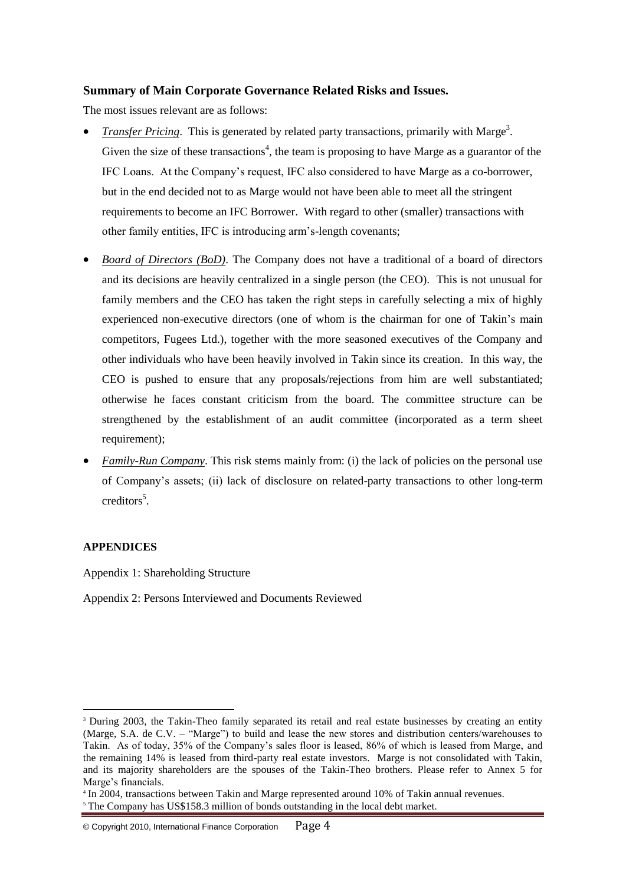**Summary of Main Corporate Governance Related Risks and Issues.**

The most issues relevant are as follows:

- *Transfer Pricing*. This is generated by related party transactions, primarily with Marge[3]. Given the size of these transactions[4], the team is proposing to have Marge as a guarantor of the IFC Loans. At the Company's request, IFC also considered to have Marge as a co-borrower, but in the end decided not to as Marge would not have been able to meet all the stringent requirements to become an IFC Borrower. With regard to other (smaller) transactions with other family entities, IFC is introducing arm's-length covenants;
- *Board of Directors (BoD)*. The Company does not have a traditional of a board of directors and its decisions are heavily centralized in a single person (the CEO). This is not unusual for family members and the CEO has taken the right steps in carefully selecting a mix of highly experienced non-executive directors (one of whom is the chairman for one of Takin's main competitors, Fugees Ltd.), together with the more seasoned executives of the Company and other individuals who have been heavily involved in Takin since its creation. In this way, the CEO is pushed to ensure that any proposals/rejections from him are well substantiated; otherwise he faces constant criticism from the board. The committee structure can be strengthened by the establishment of an audit committee (incorporated as a term sheet requirement);
- *Family-Run Company*. This risk stems mainly from: (i) the lack of policies on the personal use of Company's assets; (ii) lack of disclosure on related-party transactions to other long-term creditors[5].

**APPENDICES**

Appendix 1: Shareholding Structure

Appendix 2: Persons Interviewed and Documents Reviewed

---

[3] During 2003, the Takin-Theo family separated its retail and real estate businesses by creating an entity (Marge, S.A. de C.V. – "Marge") to build and lease the new stores and distribution centers/warehouses to Takin. As of today, 35% of the Company's sales floor is leased, 86% of which is leased from Marge, and the remaining 14% is leased from third-party real estate investors. Marge is not consolidated with Takin, and its majority shareholders are the spouses of the Takin-Theo brothers. Please refer to Annex 5 for Marge's financials.

[4] In 2004, transactions between Takin and Marge represented around 10% of Takin annual revenues.

[5] The Company has US$158.3 million of bonds outstanding in the local debt market.

© Copyright 2010, International Finance Corporation